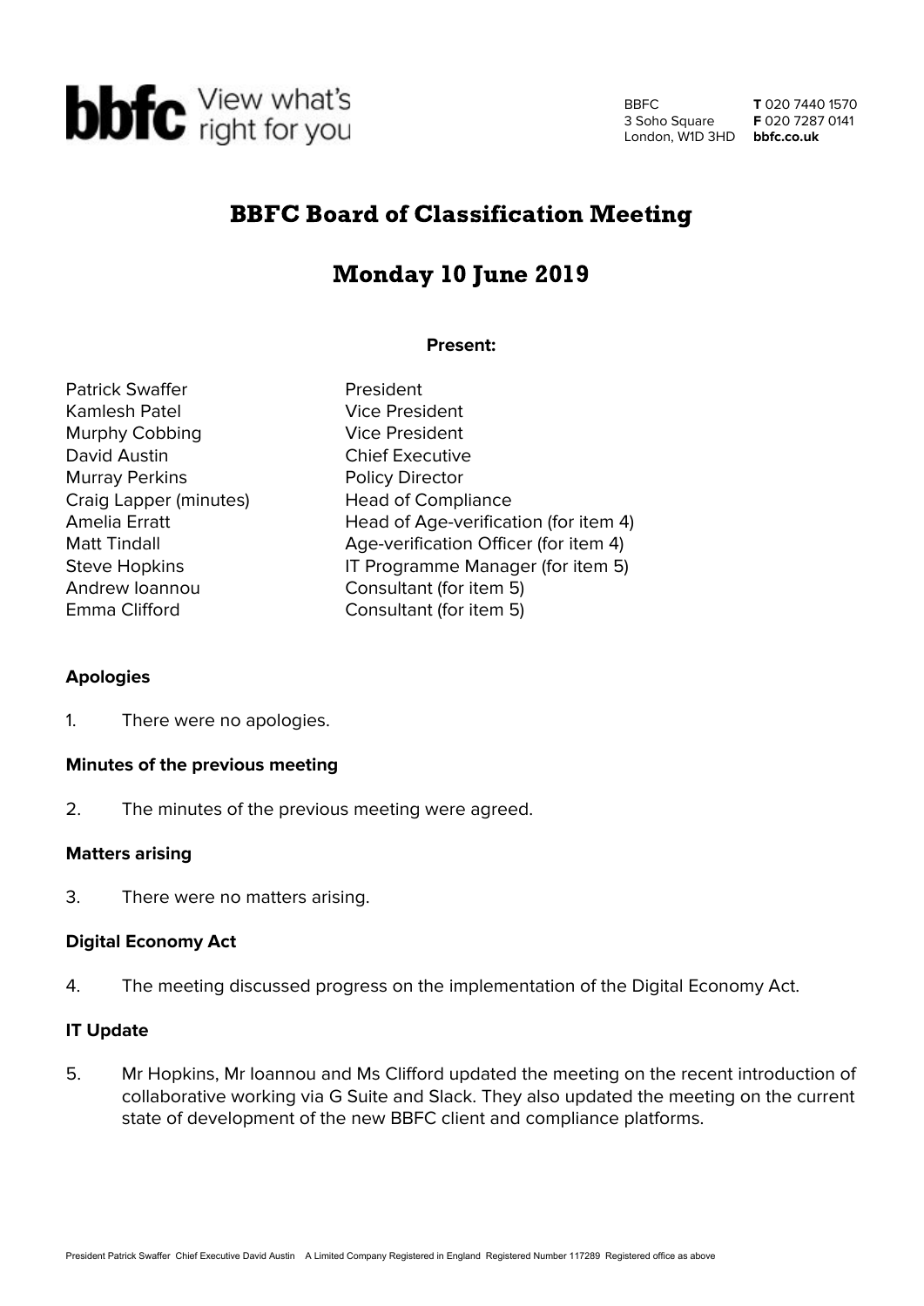bbfc View what's right for you

BBFC
3 Soho Square
London, W1D 3HD

**T** 020 7440 1570
**F** 020 7287 0141
**bbfc.co.uk**

# BBFC Board of Classification Meeting

# Monday 10 June 2019

**Present:**

| | |
|---|---|
| Patrick Swaffer | President |
| Kamlesh Patel | Vice President |
| Murphy Cobbing | Vice President |
| David Austin | Chief Executive |
| Murray Perkins | Policy Director |
| Craig Lapper (minutes) | Head of Compliance |
| Amelia Erratt | Head of Age-verification (for item 4) |
| Matt Tindall | Age-verification Officer (for item 4) |
| Steve Hopkins | IT Programme Manager (for item 5) |
| Andrew Ioannou | Consultant (for item 5) |
| Emma Clifford | Consultant (for item 5) |

**Apologies**

1. There were no apologies.

**Minutes of the previous meeting**

2. The minutes of the previous meeting were agreed.

**Matters arising**

3. There were no matters arising.

**Digital Economy Act**

4. The meeting discussed progress on the implementation of the Digital Economy Act.

**IT Update**

5. Mr Hopkins, Mr Ioannou and Ms Clifford updated the meeting on the recent introduction of collaborative working via G Suite and Slack. They also updated the meeting on the current state of development of the new BBFC client and compliance platforms.

President Patrick Swaffer Chief Executive David Austin A Limited Company Registered in England Registered Number 117289 Registered office as above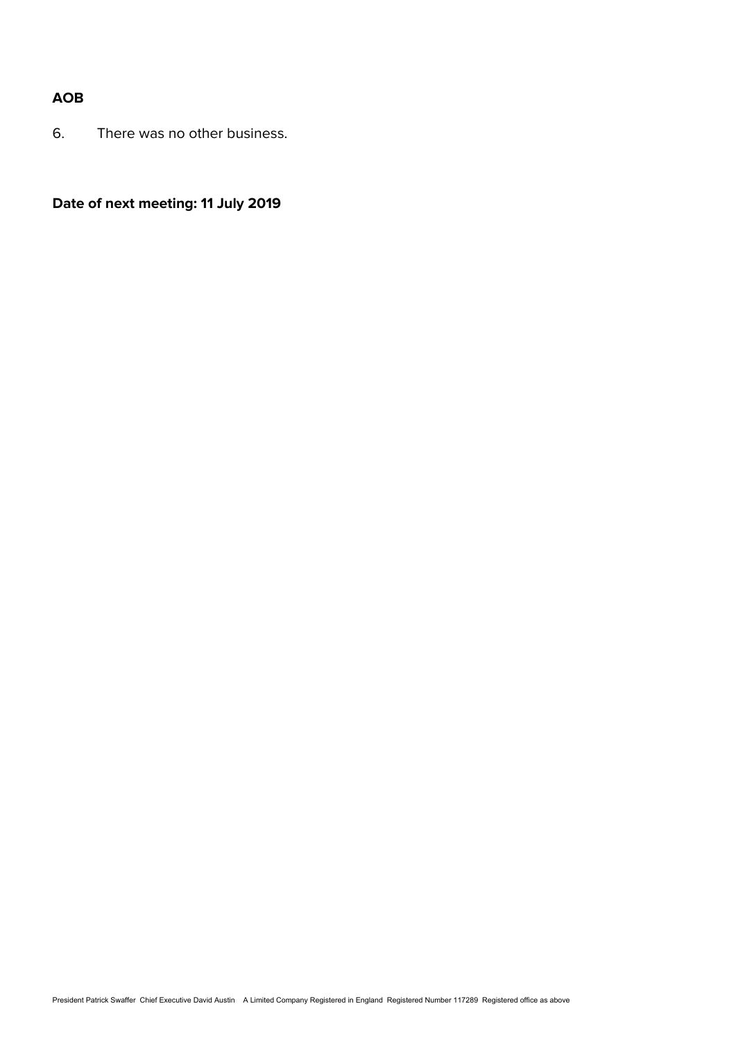## AOB

6. There was no other business.

**Date of next meeting: 11 July 2019**